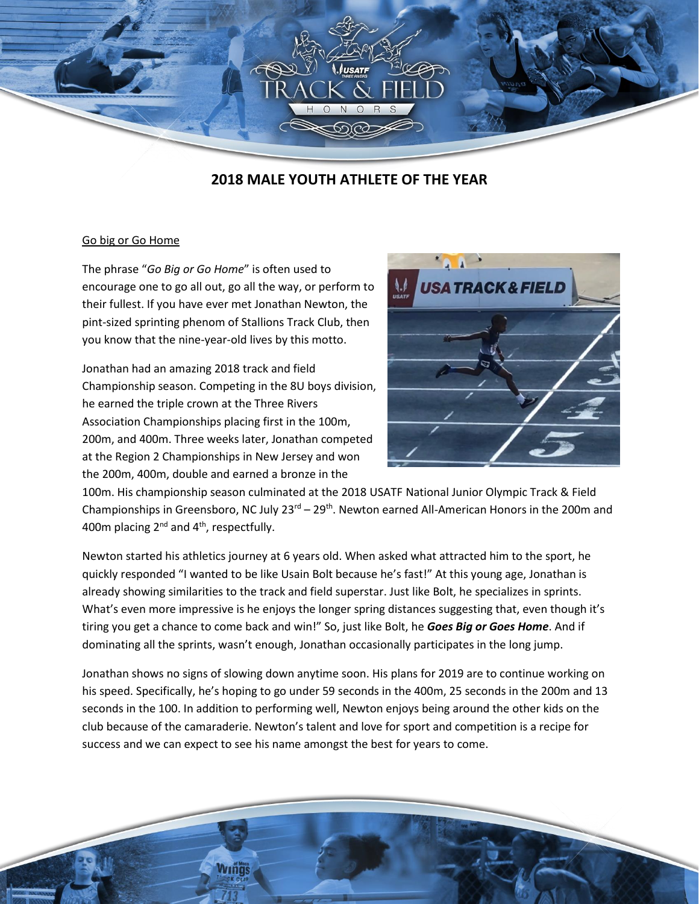## 2018 MALE YOUTH ATHLETE OF THE YEAR

Go big or Go Home

The phrase "*Go Big or Go Home*" is often used to encourage one to go all out, go all the way, or perform to their fullest. If you have ever met Jonathan Newton, the pint-sized sprinting phenom of Stallions Track Club, then you know that the nine-year-old lives by this motto.

Jonathan had an amazing 2018 track and field Championship season. Competing in the 8U boys division, he earned the triple crown at the Three Rivers Association Championships placing first in the 100m, 200m, and 400m. Three weeks later, Jonathan competed at the Region 2 Championships in New Jersey and won the 200m, 400m, double and earned a bronze in the 100m. His championship season culminated at the 2018 USATF National Junior Olympic Track & Field Championships in Greensboro, NC July 23rd – 29th. Newton earned All-American Honors in the 200m and 400m placing 2nd and 4th, respectfully.

Newton started his athletics journey at 6 years old. When asked what attracted him to the sport, he quickly responded "I wanted to be like Usain Bolt because he's fast!" At this young age, Jonathan is already showing similarities to the track and field superstar. Just like Bolt, he specializes in sprints. What's even more impressive is he enjoys the longer spring distances suggesting that, even though it's tiring you get a chance to come back and win!" So, just like Bolt, he ***Goes Big or Goes Home***. And if dominating all the sprints, wasn't enough, Jonathan occasionally participates in the long jump.

Jonathan shows no signs of slowing down anytime soon. His plans for 2019 are to continue working on his speed. Specifically, he's hoping to go under 59 seconds in the 400m, 25 seconds in the 200m and 13 seconds in the 100. In addition to performing well, Newton enjoys being around the other kids on the club because of the camaraderie. Newton's talent and love for sport and competition is a recipe for success and we can expect to see his name amongst the best for years to come.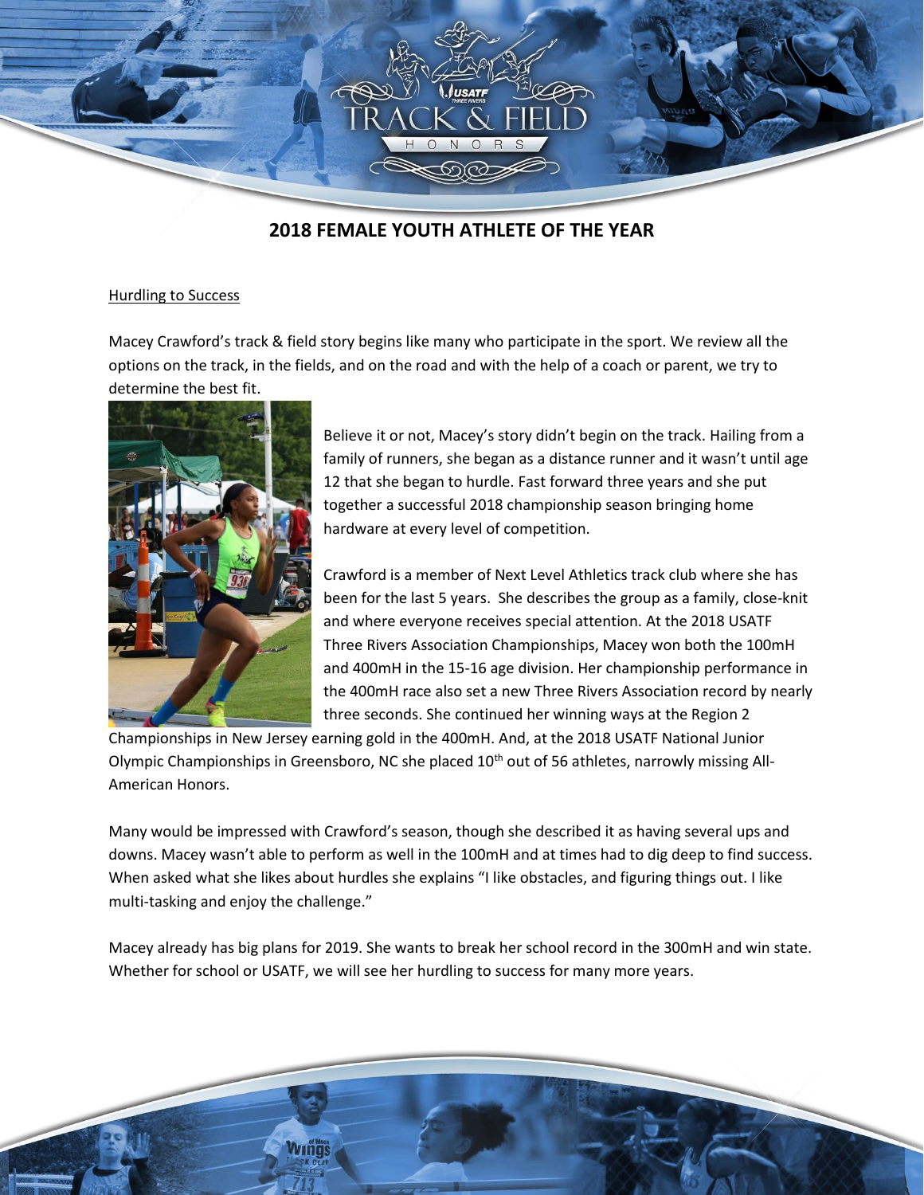## 2018 FEMALE YOUTH ATHLETE OF THE YEAR

Hurdling to Success

Macey Crawford's track & field story begins like many who participate in the sport. We review all the options on the track, in the fields, and on the road and with the help of a coach or parent, we try to determine the best fit.

Believe it or not, Macey's story didn't begin on the track. Hailing from a family of runners, she began as a distance runner and it wasn't until age 12 that she began to hurdle. Fast forward three years and she put together a successful 2018 championship season bringing home hardware at every level of competition.

Crawford is a member of Next Level Athletics track club where she has been for the last 5 years. She describes the group as a family, close-knit and where everyone receives special attention. At the 2018 USATF Three Rivers Association Championships, Macey won both the 100mH and 400mH in the 15-16 age division. Her championship performance in the 400mH race also set a new Three Rivers Association record by nearly three seconds. She continued her winning ways at the Region 2 Championships in New Jersey earning gold in the 400mH. And, at the 2018 USATF National Junior Olympic Championships in Greensboro, NC she placed 10th out of 56 athletes, narrowly missing All-American Honors.

Many would be impressed with Crawford's season, though she described it as having several ups and downs. Macey wasn't able to perform as well in the 100mH and at times had to dig deep to find success. When asked what she likes about hurdles she explains "I like obstacles, and figuring things out. I like multi-tasking and enjoy the challenge."

Macey already has big plans for 2019. She wants to break her school record in the 300mH and win state. Whether for school or USATF, we will see her hurdling to success for many more years.